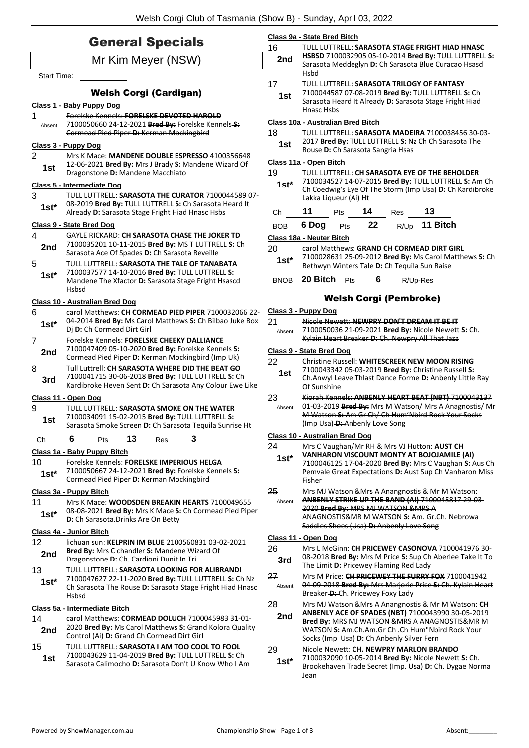# General Specials

## Mr Kim Meyer (NSW)

Start Time: ___________

### Welsh Corgi (Cardigan)

**Class 1 - Baby Puppy Dog**

1 Absent ~~Forelske Kennels: **FORELSKE DEVOTED HAROLD** 7100050660 24-12-2021 **Bred By:** Forelske Kennels **S:** Cormead Pied Piper **D:** Kerman Mockingbird~~

**Class 3 - Puppy Dog**

2 1st Mrs K Mace: **MANDENE DOUBLE ESPRESSO** 4100356648 12-06-2021 **Bred By:** Mrs J Brady **S:** Mandene Wizard Of Dragonstone **D:** Mandene Macchiato

**Class 5 - Intermediate Dog**

3 1st* TULL LUTTRELL: **SARASOTA THE CURATOR** 7100044589 07-08-2019 **Bred By:** TULL LUTTRELL **S:** Ch Sarasota Heard It Already **D:** Sarasota Stage Fright Hiad Hnasc Hsbs

**Class 9 - State Bred Dog**

4 2nd GAYLE RICKARD: **CH SARASOTA CHASE THE JOKER TD** 7100035201 10-11-2015 **Bred By:** MS T LUTTRELL **S:** Ch Sarasota Ace Of Spades **D:** Ch Sarasota Reveille

5 1st* TULL LUTTRELL: **SARASOTA THE TALE OF TANABATA** 7100037577 14-10-2016 **Bred By:** TULL LUTTRELL **S:** Mandene The Xfactor **D:** Sarasota Stage Fright Hsascd Hsbsd

**Class 10 - Australian Bred Dog**

6 1st* carol Matthews: **CH CORMEAD PIED PIPER** 7100032066 22-04-2014 **Bred By:** Ms Carol Matthews **S:** Ch Bilbao Juke Box Dj **D:** Ch Cormead Dirt Girl

7 2nd Forelske Kennels: **FORELSKE CHEEKY DALLIANCE** 7100047409 05-10-2020 **Bred By:** Forelske Kennels **S:** Cormead Pied Piper **D:** Kerman Mockingbird (Imp Uk)

8 3rd Tull Luttrell: **CH SARASOTA WHERE DID THE BEAT GO** 7100041715 30-06-2018 **Bred By:** TULL LUTTRELL **S:** Ch Kardibroke Heven Sent **D:** Ch Sarasota Any Colour Ewe Like

**Class 11 - Open Dog**

9 1st TULL LUTTRELL: **SARASOTA SMOKE ON THE WATER** 7100034091 15-02-2015 **Bred By:** TULL LUTTRELL **S:** Sarasota Smoke Screen **D:** Ch Sarasota Tequila Sunrise Ht

Ch **6** Pts **13** Res **3**

**Class 1a - Baby Puppy Bitch**

10 1st* Forelske Kennels: **FORELSKE IMPERIOUS HELGA** 7100050667 24-12-2021 **Bred By:** Forelske Kennels **S:** Cormead Pied Piper **D:** Kerman Mockingbird

**Class 3a - Puppy Bitch**

11 1st* Mrs K Mace: **WOODSDEN BREAKIN HEARTS** 7100049655 08-08-2021 **Bred By:** Mrs K Mace **S:** Ch Cormead Pied Piper **D:** Ch Sarasota.Drinks Are On Betty

**Class 4a - Junior Bitch**

12 2nd lichuan sun: **KELPRIN IM BLUE** 2100560831 03-02-2021 **Bred By:** Mrs C chandler **S:** Mandene Wizard Of Dragonstone **D:** Ch. Cardioni Dunit In Tri

13 1st* TULL LUTTRELL: **SARASOTA LOOKING FOR ALIBRANDI** 7100047627 22-11-2020 **Bred By:** TULL LUTTRELL **S:** Ch Nz Ch Sarasota The Rouse **D:** Sarasota Stage Fright Hiad Hnasc Hsbsd

**Class 5a - Intermediate Bitch**

14 2nd carol Matthews: **CORMEAD DOLUCH** 7100045983 31-01-2020 **Bred By:** Ms Carol Matthews **S:** Grand Kolora Quality Control (Ai) **D:** Grand Ch Cormead Dirt Girl

15 1st TULL LUTTRELL: **SARASOTA I AM TOO COOL TO FOOL** 7100043629 11-04-2019 **Bred By:** TULL LUTTRELL **S:** Ch Sarasota Calimocho **D:** Sarasota Don't U Know Who I Am

**Class 9a - State Bred Bitch**

16 2nd TULL LUTTRELL: **SARASOTA STAGE FRIGHT HIAD HNASC HSBSD** 7100032905 05-10-2014 **Bred By:** TULL LUTTRELL **S:** Sarasota Meddeglyn **D:** Ch Sarasota Blue Curacao Hsasd Hsbd

17 1st TULL LUTTRELL: **SARASOTA TRILOGY OF FANTASY** 7100044587 07-08-2019 **Bred By:** TULL LUTTRELL **S:** Ch Sarasota Heard It Already **D:** Sarasota Stage Fright Hiad Hnasc Hsbs

**Class 10a - Australian Bred Bitch**

18 1st TULL LUTTRELL: **SARASOTA MADEIRA** 7100038456 30-03-2017 **Bred By:** TULL LUTTRELL **S:** Nz Ch Ch Sarasota The Rouse **D:** Ch Sarasota Sangria Hsas

**Class 11a - Open Bitch**

19 1st* TULL LUTTRELL: **CH SARASOTA EYE OF THE BEHOLDER** 7100034527 14-07-2015 **Bred By:** TULL LUTTRELL **S:** Am Ch Ch Coedwig's Eye Of The Storm (Imp Usa) **D:** Ch Kardibroke Lakka Liqueur (Ai) Ht

Ch **11** Pts **14** Res **13**

BOB **6 Dog** Pts **22** R/Up **11 Bitch**

**Class 18a - Neuter Bitch**

20 1st* carol Matthews: **GRAND CH CORMEAD DIRT GIRL** 7100028631 25-09-2012 **Bred By:** Ms Carol Matthews **S:** Ch Bethwyn Winters Tale **D:** Ch Tequila Sun Raise

BNOB **20 Bitch** Pts **6** R/Up-Res ___________

### Welsh Corgi (Pembroke)

**Class 3 - Puppy Dog**

21 Absent ~~Nicole Newett: **NEWPRY DON'T DREAM IT BE IT** 7100050036 21-09-2021 **Bred By:** Nicole Newett **S:** Ch. Kylain Heart Breaker **D:** Ch. Newpry All That Jazz~~

**Class 9 - State Bred Dog**

22 1st Christine Russell: **WHITESCREEK NEW MOON RISING** 7100043342 05-03-2019 **Bred By:** Christine Russell **S:** Ch.Anwyl Leave Thlast Dance Forme **D:** Anbenly Little Ray Of Sunshine

23 Absent ~~Kiorah Kennels: **ANBENLY HEART BEAT (NBT)** 7100043137 01-03-2019 **Bred By:** Mrs M Watson/ Mrs A Anagnostis/ Mr M Watson **S:** Am Gr Ch/ Ch Hum'Nbird Rock Your Socks (Imp Usa) **D:** Anbenly Love Song~~

**Class 10 - Australian Bred Dog**

24 1st* Mrs C Vaughan/Mr RH & Mrs VJ Hutton: **AUST CH VANHARON VISCOUNT MONTY AT BOJOJAMILE (AI)** 7100046125 17-04-2020 **Bred By:** Mrs C Vaughan **S:** Aus Ch Pemvale Great Expectations **D:** Aust Sup Ch Vanharon Miss Fisher

25 Absent ~~Mrs MJ Watson &Mrs A Anangnostis & Mr M Watson: **ANBENLY STRIKE UP THE BAND (AI)** 7100045817 29-03-2020 **Bred By:** MRS MJ WATSON &MRS A ANAGNOSTIS&MR M WATSON **S:** Am. Gr.Ch. Nebrowa Saddles Shoes (Usa) **D:** Anbenly Love Song~~

**Class 11 - Open Dog**

26 3rd Mrs L McGinn: **CH PRICEWEY CASONOVA** 7100041976 30-08-2018 **Bred By:** Mrs M Price **S:** Sup Ch Aberlee Take It To The Limit **D:** Pricewey Flaming Red Lady

27 Absent ~~Mrs M Price: **CH PRICEWEY THE FURRY FOX** 7100041942 04-09-2018 **Bred By:** Mrs Marjorie Price **S:** Ch. Kylain Heart Breaker **D:** Ch. Pricewey Foxy Lady~~

28 2nd Mrs MJ Watson &Mrs A Anangnostis & Mr M Watson: **CH ANBENLY ACE OF SPADES (NBT)** 7100043990 30-05-2019 **Bred By:** MRS MJ WATSON &MRS A ANAGNOSTIS&MR M WATSON **S:** Am.Ch.Am.Gr Ch .Ch Hum"Nbird Rock Your Socks (Imp Usa) **D:** Ch Anbenly Silver Fern

29 1st* Nicole Newett: **CH. NEWPRY MARLON BRANDO** 7100032090 10-05-2014 **Bred By:** Nicole Newett **S:** Ch. Brookehaven Trade Secret (Imp. Usa) **D:** Ch. Dygae Norma Jean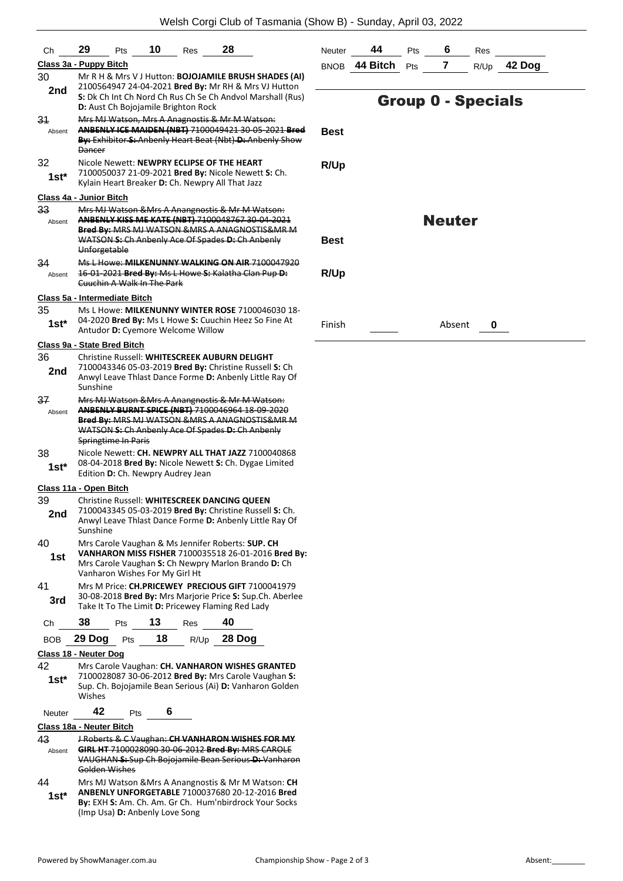| Ch | 29 | Pts | 10 | Res | 28 |
|---|---|---|---|---|---|

**Class 3a - Puppy Bitch**

30 **2nd** — Mr R H & Mrs V J Hutton: **BOJOJAMILE BRUSH SHADES (AI)** 2100564947 24-04-2021 **Bred By:** Mr RH & Mrs VJ Hutton **S:** Dk Ch Int Ch Nord Ch Rus Ch Se Ch Andvol Marshall (Rus) **D:** Aust Ch Bojojamile Brighton Rock

31 Absent — ~~Mrs MJ Watson, Mrs A Anagnostis & Mr M Watson: **ANBENLY ICE MAIDEN (NBT)** 7100049421 30-05-2021 **Bred By:** Exhibitor **S:** Anbenly Heart Beat (Nbt) **D:** Anbenly Show Dancer~~

32 **1st*** — Nicole Newett: **NEWPRY ECLIPSE OF THE HEART** 7100050037 21-09-2021 **Bred By:** Nicole Newett **S:** Ch. Kylain Heart Breaker **D:** Ch. Newpry All That Jazz

**Class 4a - Junior Bitch**

33 Absent — ~~Mrs MJ Watson &Mrs A Anangnostis & Mr M Watson: **ANBENLY KISS ME KATE (NBT)** 7100048767 30-04-2021 **Bred By:** MRS MJ WATSON &MRS A ANAGNOSTIS&MR M WATSON **S:** Ch Anbenly Ace Of Spades **D:** Ch Anbenly Unforgetable~~

34 Absent — ~~Ms L Howe: **MILKENUNNY WALKING ON AIR** 7100047920 16-01-2021 **Bred By:** Ms L Howe **S:** Kalatha Clan Pup **D:** Cuuchin A Walk In The Park~~

**Class 5a - Intermediate Bitch**

35 **1st*** — Ms L Howe: **MILKENUNNY WINTER ROSE** 7100046030 18-04-2020 **Bred By:** Ms L Howe **S:** Cuuchin Heez So Fine At Antudor **D:** Cyemore Welcome Willow

**Class 9a - State Bred Bitch**

36 **2nd** — Christine Russell: **WHITESCREEK AUBURN DELIGHT** 7100043346 05-03-2019 **Bred By:** Christine Russell **S:** Ch Anwyl Leave Thlast Dance Forme **D:** Anbenly Little Ray Of Sunshine

37 Absent — ~~Mrs MJ Watson &Mrs A Anangnostis & Mr M Watson: **ANBENLY BURNT SPICE (NBT)** 7100046964 18-09-2020 **Bred By:** MRS MJ WATSON &MRS A ANAGNOSTIS&MR M WATSON **S:** Ch Anbenly Ace Of Spades **D:** Ch Anbenly Springtime In Paris~~

38 **1st*** — Nicole Newett: **CH. NEWPRY ALL THAT JAZZ** 7100040868 08-04-2018 **Bred By:** Nicole Newett **S:** Ch. Dygae Limited Edition **D:** Ch. Newpry Audrey Jean

**Class 11a - Open Bitch**

39 **2nd** — Christine Russell: **WHITESCREEK DANCING QUEEN** 7100043345 05-03-2019 **Bred By:** Christine Russell **S:** Ch. Anwyl Leave Thlast Dance Forme **D:** Anbenly Little Ray Of Sunshine

40 **1st** — Mrs Carole Vaughan & Ms Jennifer Roberts: **SUP. CH VANHARON MISS FISHER** 7100035518 26-01-2016 **Bred By:** Mrs Carole Vaughan **S:** Ch Newpry Marlon Brando **D:** Ch Vanharon Wishes For My Girl Ht

41 **3rd** — Mrs M Price: **CH.PRICEWEY PRECIOUS GIFT** 7100041979 30-08-2018 **Bred By:** Mrs Marjorie Price **S:** Sup.Ch. Aberlee Take It To The Limit **D:** Pricewey Flaming Red Lady

| Ch | 38 | Pts | 13 | Res | 40 |
|---|---|---|---|---|---|
| BOB | 29 Dog | Pts | 18 | R/Up | 28 Dog |

**Class 18 - Neuter Dog**

42 **1st*** — Mrs Carole Vaughan: **CH. VANHARON WISHES GRANTED** 7100028087 30-06-2012 **Bred By:** Mrs Carole Vaughan **S:** Sup. Ch. Bojojamile Bean Serious (Ai) **D:** Vanharon Golden Wishes

| Neuter | 42 | Pts | 6 |
|---|---|---|---|

**Class 18a - Neuter Bitch**

43 Absent — ~~J Roberts & C Vaughan: **CH VANHARON WISHES FOR MY GIRL HT** 7100028090 30-06-2012 **Bred By:** MRS CAROLE VAUGHAN **S:** Sup Ch Bojojamile Bean Serious **D:** Vanharon Golden Wishes~~

44 **1st*** — Mrs MJ Watson &Mrs A Anangnostis & Mr M Watson: **CH ANBENLY UNFORGETABLE** 7100037680 20-12-2016 **Bred By:** EXH **S:** Am. Ch. Am. Gr Ch. Hum'nbirdrock Your Socks (Imp Usa) **D:** Anbenly Love Song

| Neuter | 44 | Pts | 6 | Res | |
|---|---|---|---|---|---|
| BNOB | 44 Bitch | Pts | 7 | R/Up | 42 Dog |

## Group 0 - Specials

**Best**

**R/Up**

## Neuter

**Best**

**R/Up**

| Finish | | Absent | 0 |
|---|---|---|---|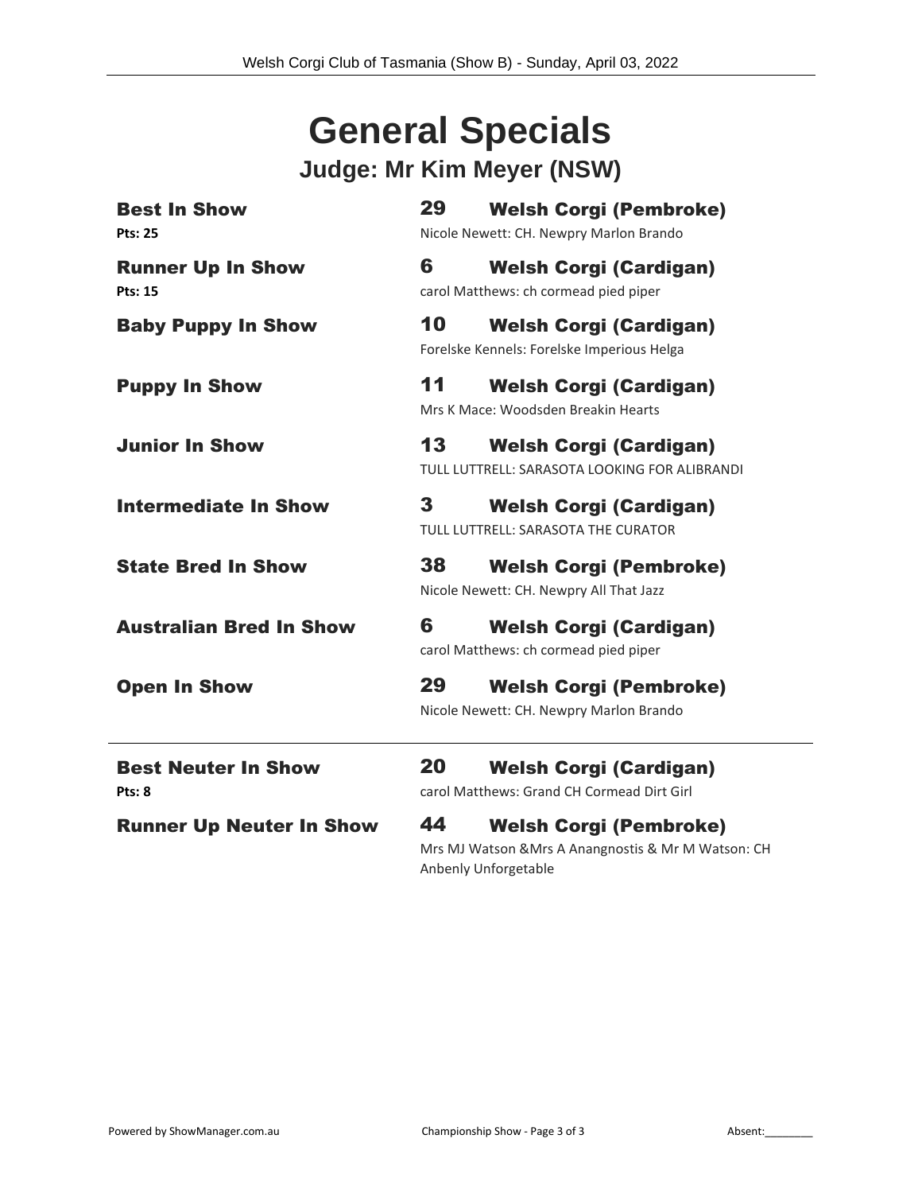# General Specials

## Judge: Mr Kim Meyer (NSW)

**Best In Show**
Pts: 25

**29 Welsh Corgi (Pembroke)**
Nicole Newett: CH. Newpry Marlon Brando

**Runner Up In Show**
Pts: 15

**6 Welsh Corgi (Cardigan)**
carol Matthews: ch cormead pied piper

**Baby Puppy In Show**

**10 Welsh Corgi (Cardigan)**
Forelske Kennels: Forelske Imperious Helga

**Puppy In Show**

**11 Welsh Corgi (Cardigan)**
Mrs K Mace: Woodsden Breakin Hearts

**Junior In Show**

**13 Welsh Corgi (Cardigan)**
TULL LUTTRELL: SARASOTA LOOKING FOR ALIBRANDI

**Intermediate In Show**

**3 Welsh Corgi (Cardigan)**
TULL LUTTRELL: SARASOTA THE CURATOR

**State Bred In Show**

**38 Welsh Corgi (Pembroke)**
Nicole Newett: CH. Newpry All That Jazz

**Australian Bred In Show**

**6 Welsh Corgi (Cardigan)**
carol Matthews: ch cormead pied piper

**Open In Show**

**29 Welsh Corgi (Pembroke)**
Nicole Newett: CH. Newpry Marlon Brando

---

**Best Neuter In Show**
Pts: 8

**20 Welsh Corgi (Cardigan)**
carol Matthews: Grand CH Cormead Dirt Girl

**Runner Up Neuter In Show**

**44 Welsh Corgi (Pembroke)**
Mrs MJ Watson &Mrs A Anangnostis & Mr M Watson: CH Anbenly Unforgetable